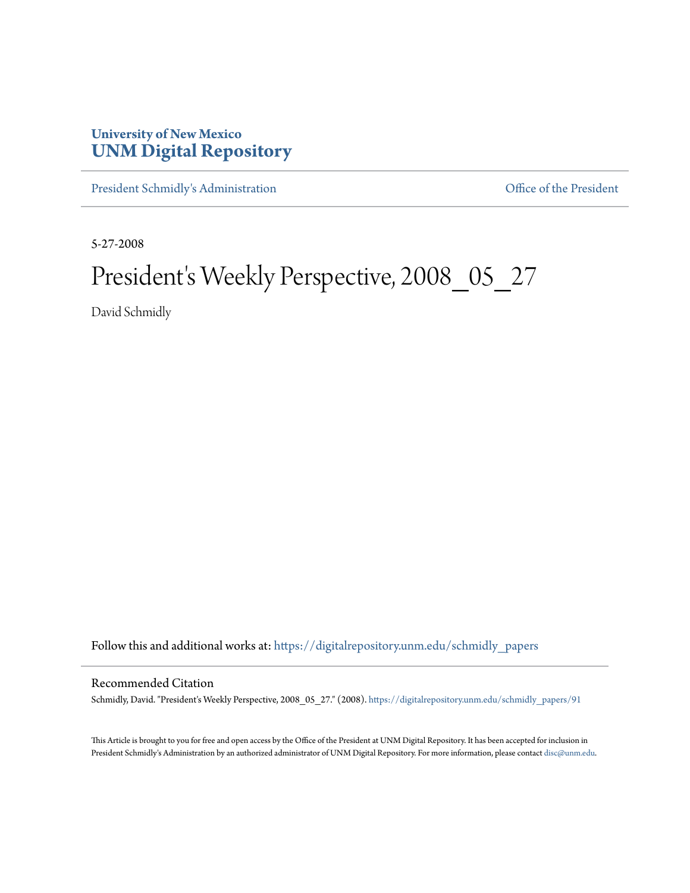University of New Mexico
**UNM Digital Repository**

President Schmidly's Administration | Office of the President

5-27-2008

# President's Weekly Perspective, 2008_05_27

David Schmidly

Follow this and additional works at: https://digitalrepository.unm.edu/schmidly_papers

## Recommended Citation

Schmidly, David. "President's Weekly Perspective, 2008_05_27." (2008). https://digitalrepository.unm.edu/schmidly_papers/91

This Article is brought to you for free and open access by the Office of the President at UNM Digital Repository. It has been accepted for inclusion in President Schmidly's Administration by an authorized administrator of UNM Digital Repository. For more information, please contact disc@unm.edu.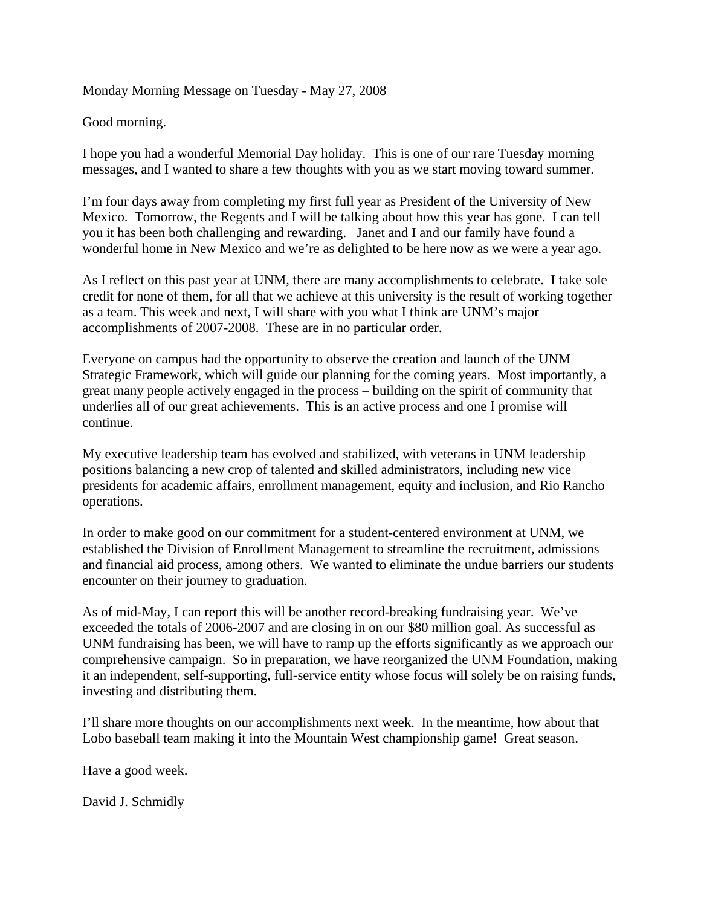Monday Morning Message on Tuesday - May 27, 2008

Good morning.

I hope you had a wonderful Memorial Day holiday. This is one of our rare Tuesday morning messages, and I wanted to share a few thoughts with you as we start moving toward summer.

I'm four days away from completing my first full year as President of the University of New Mexico. Tomorrow, the Regents and I will be talking about how this year has gone. I can tell you it has been both challenging and rewarding. Janet and I and our family have found a wonderful home in New Mexico and we're as delighted to be here now as we were a year ago.

As I reflect on this past year at UNM, there are many accomplishments to celebrate. I take sole credit for none of them, for all that we achieve at this university is the result of working together as a team. This week and next, I will share with you what I think are UNM's major accomplishments of 2007-2008. These are in no particular order.

Everyone on campus had the opportunity to observe the creation and launch of the UNM Strategic Framework, which will guide our planning for the coming years. Most importantly, a great many people actively engaged in the process – building on the spirit of community that underlies all of our great achievements. This is an active process and one I promise will continue.

My executive leadership team has evolved and stabilized, with veterans in UNM leadership positions balancing a new crop of talented and skilled administrators, including new vice presidents for academic affairs, enrollment management, equity and inclusion, and Rio Rancho operations.

In order to make good on our commitment for a student-centered environment at UNM, we established the Division of Enrollment Management to streamline the recruitment, admissions and financial aid process, among others. We wanted to eliminate the undue barriers our students encounter on their journey to graduation.

As of mid-May, I can report this will be another record-breaking fundraising year. We've exceeded the totals of 2006-2007 and are closing in on our $80 million goal. As successful as UNM fundraising has been, we will have to ramp up the efforts significantly as we approach our comprehensive campaign. So in preparation, we have reorganized the UNM Foundation, making it an independent, self-supporting, full-service entity whose focus will solely be on raising funds, investing and distributing them.

I'll share more thoughts on our accomplishments next week. In the meantime, how about that Lobo baseball team making it into the Mountain West championship game! Great season.

Have a good week.

David J. Schmidly